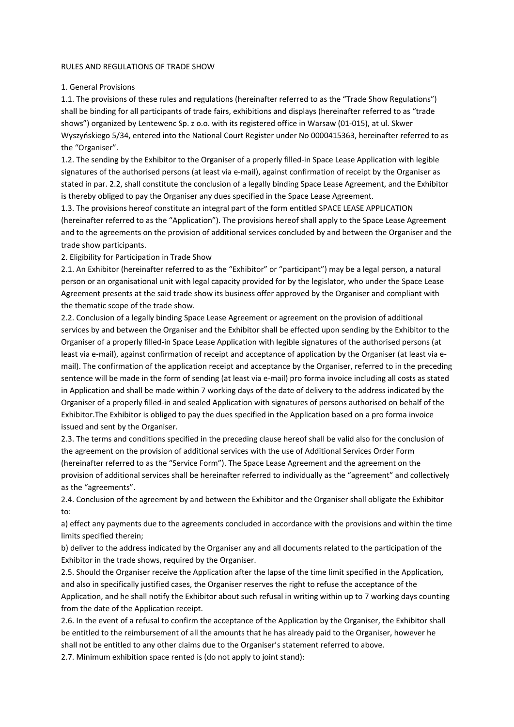# RULES AND REGULATIONS OF TRADE SHOW

## 1. General Provisions

1.1. The provisions of these rules and regulations (hereinafter referred to as the "Trade Show Regulations") shall be binding for all participants of trade fairs, exhibitions and displays (hereinafter referred to as "trade shows") organized by Lentewenc Sp. z o.o. with its registered office in Warsaw (01-015), at ul. Skwer Wyszyńskiego 5/34, entered into the National Court Register under No 0000415363, hereinafter referred to as the "Organiser".

1.2. The sending by the Exhibitor to the Organiser of a properly filled-in Space Lease Application with legible signatures of the authorised persons (at least via e-mail), against confirmation of receipt by the Organiser as stated in par. 2.2, shall constitute the conclusion of a legally binding Space Lease Agreement, and the Exhibitor is thereby obliged to pay the Organiser any dues specified in the Space Lease Agreement.

1.3. The provisions hereof constitute an integral part of the form entitled SPACE LEASE APPLICATION (hereinafter referred to as the "Application"). The provisions hereof shall apply to the Space Lease Agreement and to the agreements on the provision of additional services concluded by and between the Organiser and the trade show participants.

## 2. Eligibility for Participation in Trade Show

2.1. An Exhibitor (hereinafter referred to as the "Exhibitor" or "participant") may be a legal person, a natural person or an organisational unit with legal capacity provided for by the legislator, who under the Space Lease Agreement presents at the said trade show its business offer approved by the Organiser and compliant with the thematic scope of the trade show.

2.2. Conclusion of a legally binding Space Lease Agreement or agreement on the provision of additional services by and between the Organiser and the Exhibitor shall be effected upon sending by the Exhibitor to the Organiser of a properly filled-in Space Lease Application with legible signatures of the authorised persons (at least via e-mail), against confirmation of receipt and acceptance of application by the Organiser (at least via e-mail). The confirmation of the application receipt and acceptance by the Organiser, referred to in the preceding sentence will be made in the form of sending (at least via e-mail) pro forma invoice including all costs as stated in Application and shall be made within 7 working days of the date of delivery to the address indicated by the Organiser of a properly filled-in and sealed Application with signatures of persons authorised on behalf of the Exhibitor.The Exhibitor is obliged to pay the dues specified in the Application based on a pro forma invoice issued and sent by the Organiser.

2.3. The terms and conditions specified in the preceding clause hereof shall be valid also for the conclusion of the agreement on the provision of additional services with the use of Additional Services Order Form (hereinafter referred to as the "Service Form"). The Space Lease Agreement and the agreement on the provision of additional services shall be hereinafter referred to individually as the "agreement" and collectively as the "agreements".

2.4. Conclusion of the agreement by and between the Exhibitor and the Organiser shall obligate the Exhibitor to:

a) effect any payments due to the agreements concluded in accordance with the provisions and within the time limits specified therein;

b) deliver to the address indicated by the Organiser any and all documents related to the participation of the Exhibitor in the trade shows, required by the Organiser.

2.5. Should the Organiser receive the Application after the lapse of the time limit specified in the Application, and also in specifically justified cases, the Organiser reserves the right to refuse the acceptance of the Application, and he shall notify the Exhibitor about such refusal in writing within up to 7 working days counting from the date of the Application receipt.

2.6. In the event of a refusal to confirm the acceptance of the Application by the Organiser, the Exhibitor shall be entitled to the reimbursement of all the amounts that he has already paid to the Organiser, however he shall not be entitled to any other claims due to the Organiser's statement referred to above.

2.7. Minimum exhibition space rented is (do not apply to joint stand):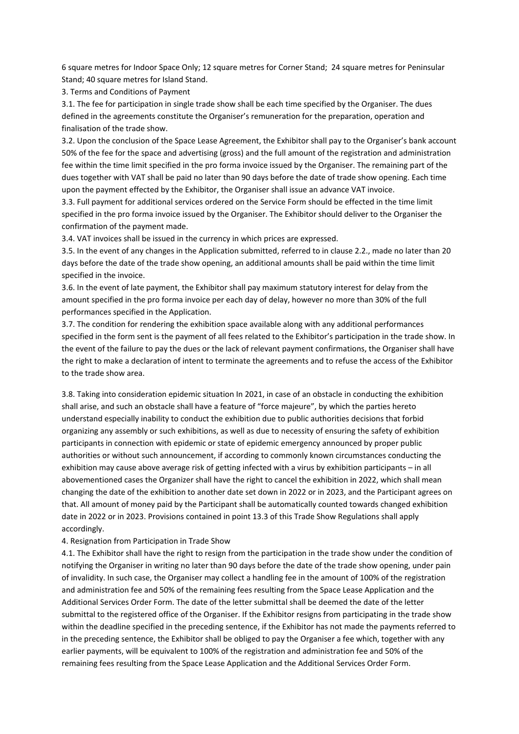6 square metres for Indoor Space Only; 12 square metres for Corner Stand; 24 square metres for Peninsular Stand; 40 square metres for Island Stand.

3. Terms and Conditions of Payment

3.1. The fee for participation in single trade show shall be each time specified by the Organiser. The dues defined in the agreements constitute the Organiser's remuneration for the preparation, operation and finalisation of the trade show.

3.2. Upon the conclusion of the Space Lease Agreement, the Exhibitor shall pay to the Organiser's bank account 50% of the fee for the space and advertising (gross) and the full amount of the registration and administration fee within the time limit specified in the pro forma invoice issued by the Organiser. The remaining part of the dues together with VAT shall be paid no later than 90 days before the date of trade show opening. Each time upon the payment effected by the Exhibitor, the Organiser shall issue an advance VAT invoice.

3.3. Full payment for additional services ordered on the Service Form should be effected in the time limit specified in the pro forma invoice issued by the Organiser. The Exhibitor should deliver to the Organiser the confirmation of the payment made.

3.4. VAT invoices shall be issued in the currency in which prices are expressed.

3.5. In the event of any changes in the Application submitted, referred to in clause 2.2., made no later than 20 days before the date of the trade show opening, an additional amounts shall be paid within the time limit specified in the invoice.

3.6. In the event of late payment, the Exhibitor shall pay maximum statutory interest for delay from the amount specified in the pro forma invoice per each day of delay, however no more than 30% of the full performances specified in the Application.

3.7. The condition for rendering the exhibition space available along with any additional performances specified in the form sent is the payment of all fees related to the Exhibitor's participation in the trade show. In the event of the failure to pay the dues or the lack of relevant payment confirmations, the Organiser shall have the right to make a declaration of intent to terminate the agreements and to refuse the access of the Exhibitor to the trade show area.

3.8. Taking into consideration epidemic situation In 2021, in case of an obstacle in conducting the exhibition shall arise, and such an obstacle shall have a feature of "force majeure", by which the parties hereto understand especially inability to conduct the exhibition due to public authorities decisions that forbid organizing any assembly or such exhibitions, as well as due to necessity of ensuring the safety of exhibition participants in connection with epidemic or state of epidemic emergency announced by proper public authorities or without such announcement, if according to commonly known circumstances conducting the exhibition may cause above average risk of getting infected with a virus by exhibition participants – in all abovementioned cases the Organizer shall have the right to cancel the exhibition in 2022, which shall mean changing the date of the exhibition to another date set down in 2022 or in 2023, and the Participant agrees on that. All amount of money paid by the Participant shall be automatically counted towards changed exhibition date in 2022 or in 2023. Provisions contained in point 13.3 of this Trade Show Regulations shall apply accordingly.

4. Resignation from Participation in Trade Show

4.1. The Exhibitor shall have the right to resign from the participation in the trade show under the condition of notifying the Organiser in writing no later than 90 days before the date of the trade show opening, under pain of invalidity. In such case, the Organiser may collect a handling fee in the amount of 100% of the registration and administration fee and 50% of the remaining fees resulting from the Space Lease Application and the Additional Services Order Form. The date of the letter submittal shall be deemed the date of the letter submittal to the registered office of the Organiser. If the Exhibitor resigns from participating in the trade show within the deadline specified in the preceding sentence, if the Exhibitor has not made the payments referred to in the preceding sentence, the Exhibitor shall be obliged to pay the Organiser a fee which, together with any earlier payments, will be equivalent to 100% of the registration and administration fee and 50% of the remaining fees resulting from the Space Lease Application and the Additional Services Order Form.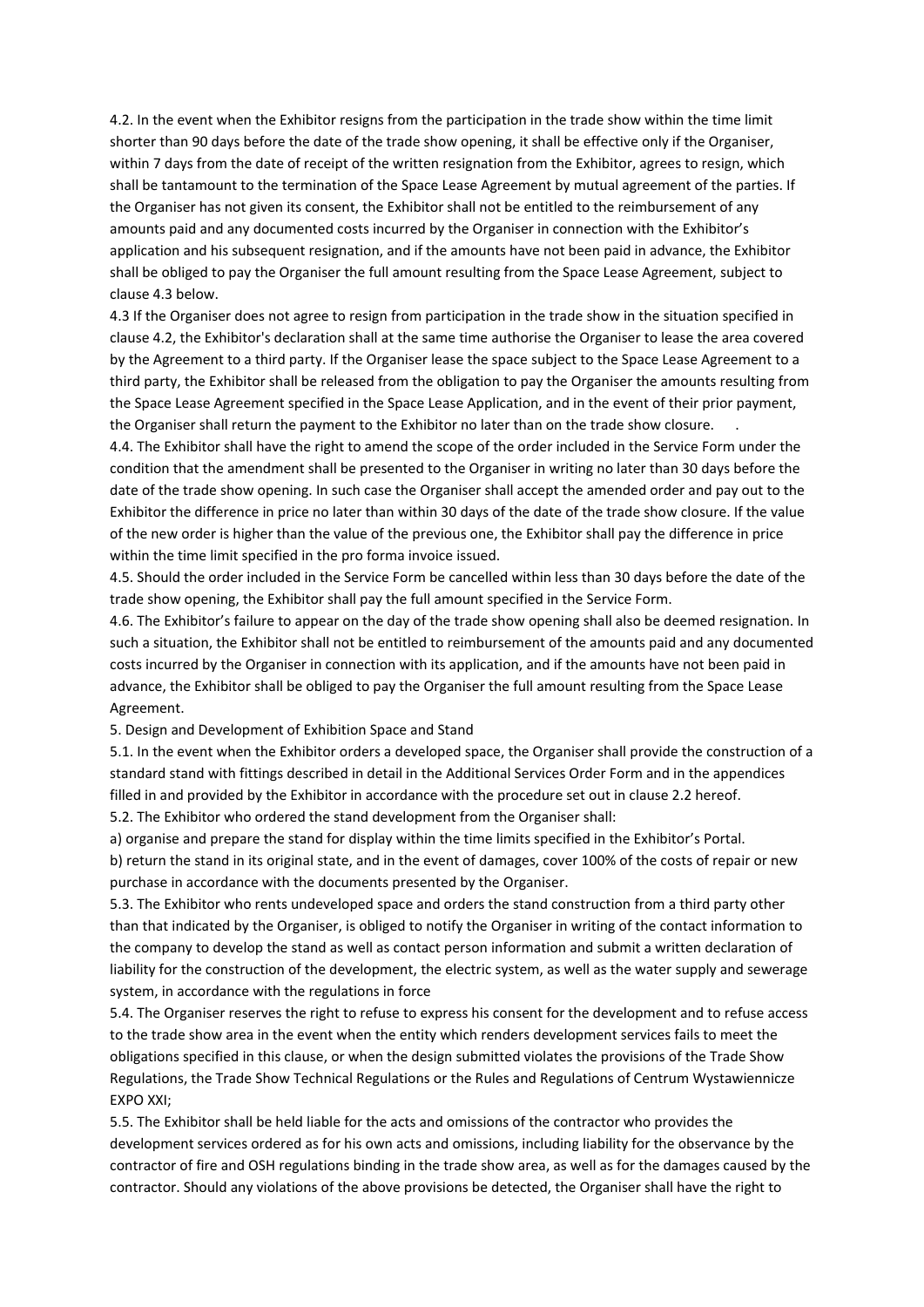4.2. In the event when the Exhibitor resigns from the participation in the trade show within the time limit shorter than 90 days before the date of the trade show opening, it shall be effective only if the Organiser, within 7 days from the date of receipt of the written resignation from the Exhibitor, agrees to resign, which shall be tantamount to the termination of the Space Lease Agreement by mutual agreement of the parties. If the Organiser has not given its consent, the Exhibitor shall not be entitled to the reimbursement of any amounts paid and any documented costs incurred by the Organiser in connection with the Exhibitor's application and his subsequent resignation, and if the amounts have not been paid in advance, the Exhibitor shall be obliged to pay the Organiser the full amount resulting from the Space Lease Agreement, subject to clause 4.3 below.

4.3 If the Organiser does not agree to resign from participation in the trade show in the situation specified in clause 4.2, the Exhibitor's declaration shall at the same time authorise the Organiser to lease the area covered by the Agreement to a third party. If the Organiser lease the space subject to the Space Lease Agreement to a third party, the Exhibitor shall be released from the obligation to pay the Organiser the amounts resulting from the Space Lease Agreement specified in the Space Lease Application, and in the event of their prior payment, the Organiser shall return the payment to the Exhibitor no later than on the trade show closure.

4.4. The Exhibitor shall have the right to amend the scope of the order included in the Service Form under the condition that the amendment shall be presented to the Organiser in writing no later than 30 days before the date of the trade show opening. In such case the Organiser shall accept the amended order and pay out to the Exhibitor the difference in price no later than within 30 days of the date of the trade show closure. If the value of the new order is higher than the value of the previous one, the Exhibitor shall pay the difference in price within the time limit specified in the pro forma invoice issued.

4.5. Should the order included in the Service Form be cancelled within less than 30 days before the date of the trade show opening, the Exhibitor shall pay the full amount specified in the Service Form.

4.6. The Exhibitor's failure to appear on the day of the trade show opening shall also be deemed resignation. In such a situation, the Exhibitor shall not be entitled to reimbursement of the amounts paid and any documented costs incurred by the Organiser in connection with its application, and if the amounts have not been paid in advance, the Exhibitor shall be obliged to pay the Organiser the full amount resulting from the Space Lease Agreement.

5. Design and Development of Exhibition Space and Stand

5.1. In the event when the Exhibitor orders a developed space, the Organiser shall provide the construction of a standard stand with fittings described in detail in the Additional Services Order Form and in the appendices filled in and provided by the Exhibitor in accordance with the procedure set out in clause 2.2 hereof.

5.2. The Exhibitor who ordered the stand development from the Organiser shall:

a) organise and prepare the stand for display within the time limits specified in the Exhibitor's Portal.

b) return the stand in its original state, and in the event of damages, cover 100% of the costs of repair or new purchase in accordance with the documents presented by the Organiser.

5.3. The Exhibitor who rents undeveloped space and orders the stand construction from a third party other than that indicated by the Organiser, is obliged to notify the Organiser in writing of the contact information to the company to develop the stand as well as contact person information and submit a written declaration of liability for the construction of the development, the electric system, as well as the water supply and sewerage system, in accordance with the regulations in force

5.4. The Organiser reserves the right to refuse to express his consent for the development and to refuse access to the trade show area in the event when the entity which renders development services fails to meet the obligations specified in this clause, or when the design submitted violates the provisions of the Trade Show Regulations, the Trade Show Technical Regulations or the Rules and Regulations of Centrum Wystawiennicze EXPO XXI;

5.5. The Exhibitor shall be held liable for the acts and omissions of the contractor who provides the development services ordered as for his own acts and omissions, including liability for the observance by the contractor of fire and OSH regulations binding in the trade show area, as well as for the damages caused by the contractor. Should any violations of the above provisions be detected, the Organiser shall have the right to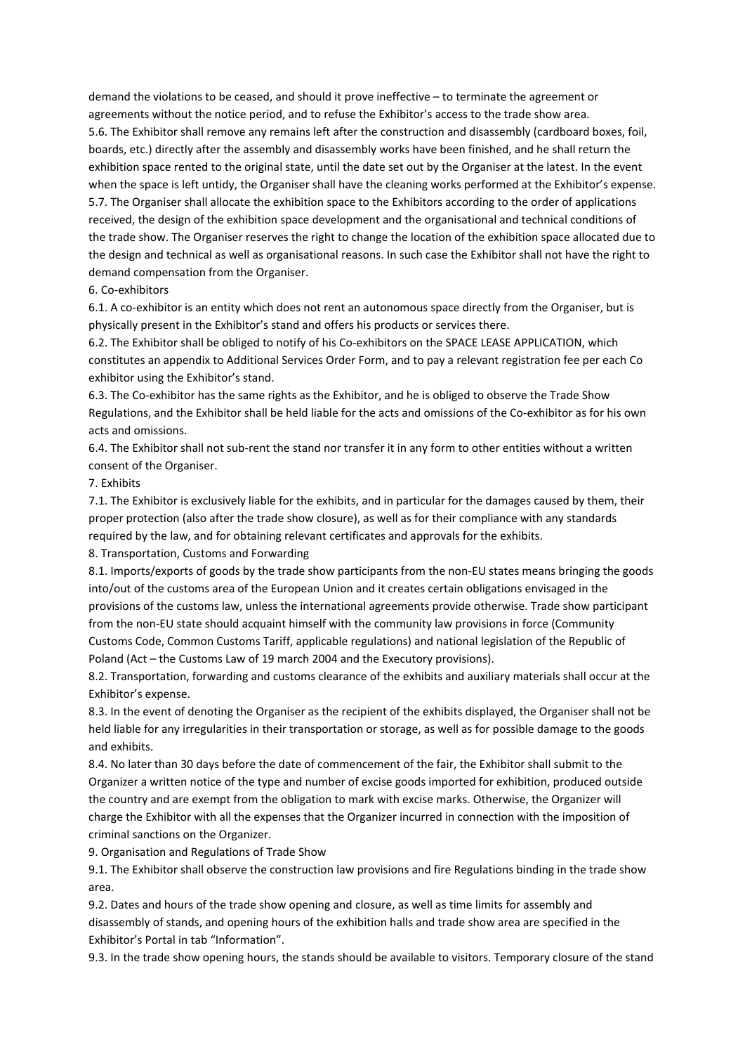demand the violations to be ceased, and should it prove ineffective – to terminate the agreement or agreements without the notice period, and to refuse the Exhibitor's access to the trade show area.

5.6. The Exhibitor shall remove any remains left after the construction and disassembly (cardboard boxes, foil, boards, etc.) directly after the assembly and disassembly works have been finished, and he shall return the exhibition space rented to the original state, until the date set out by the Organiser at the latest. In the event when the space is left untidy, the Organiser shall have the cleaning works performed at the Exhibitor's expense.

5.7. The Organiser shall allocate the exhibition space to the Exhibitors according to the order of applications received, the design of the exhibition space development and the organisational and technical conditions of the trade show. The Organiser reserves the right to change the location of the exhibition space allocated due to the design and technical as well as organisational reasons. In such case the Exhibitor shall not have the right to demand compensation from the Organiser.

6. Co-exhibitors

6.1. A co-exhibitor is an entity which does not rent an autonomous space directly from the Organiser, but is physically present in the Exhibitor's stand and offers his products or services there.

6.2. The Exhibitor shall be obliged to notify of his Co-exhibitors on the SPACE LEASE APPLICATION, which constitutes an appendix to Additional Services Order Form, and to pay a relevant registration fee per each Co exhibitor using the Exhibitor's stand.

6.3. The Co-exhibitor has the same rights as the Exhibitor, and he is obliged to observe the Trade Show Regulations, and the Exhibitor shall be held liable for the acts and omissions of the Co-exhibitor as for his own acts and omissions.

6.4. The Exhibitor shall not sub-rent the stand nor transfer it in any form to other entities without a written consent of the Organiser.

7. Exhibits

7.1. The Exhibitor is exclusively liable for the exhibits, and in particular for the damages caused by them, their proper protection (also after the trade show closure), as well as for their compliance with any standards required by the law, and for obtaining relevant certificates and approvals for the exhibits.

8. Transportation, Customs and Forwarding

8.1. Imports/exports of goods by the trade show participants from the non-EU states means bringing the goods into/out of the customs area of the European Union and it creates certain obligations envisaged in the provisions of the customs law, unless the international agreements provide otherwise. Trade show participant from the non-EU state should acquaint himself with the community law provisions in force (Community Customs Code, Common Customs Tariff, applicable regulations) and national legislation of the Republic of Poland (Act – the Customs Law of 19 march 2004 and the Executory provisions).

8.2. Transportation, forwarding and customs clearance of the exhibits and auxiliary materials shall occur at the Exhibitor's expense.

8.3. In the event of denoting the Organiser as the recipient of the exhibits displayed, the Organiser shall not be held liable for any irregularities in their transportation or storage, as well as for possible damage to the goods and exhibits.

8.4. No later than 30 days before the date of commencement of the fair, the Exhibitor shall submit to the Organizer a written notice of the type and number of excise goods imported for exhibition, produced outside the country and are exempt from the obligation to mark with excise marks. Otherwise, the Organizer will charge the Exhibitor with all the expenses that the Organizer incurred in connection with the imposition of criminal sanctions on the Organizer.

9. Organisation and Regulations of Trade Show

9.1. The Exhibitor shall observe the construction law provisions and fire Regulations binding in the trade show area.

9.2. Dates and hours of the trade show opening and closure, as well as time limits for assembly and disassembly of stands, and opening hours of the exhibition halls and trade show area are specified in the Exhibitor's Portal in tab "Information".

9.3. In the trade show opening hours, the stands should be available to visitors. Temporary closure of the stand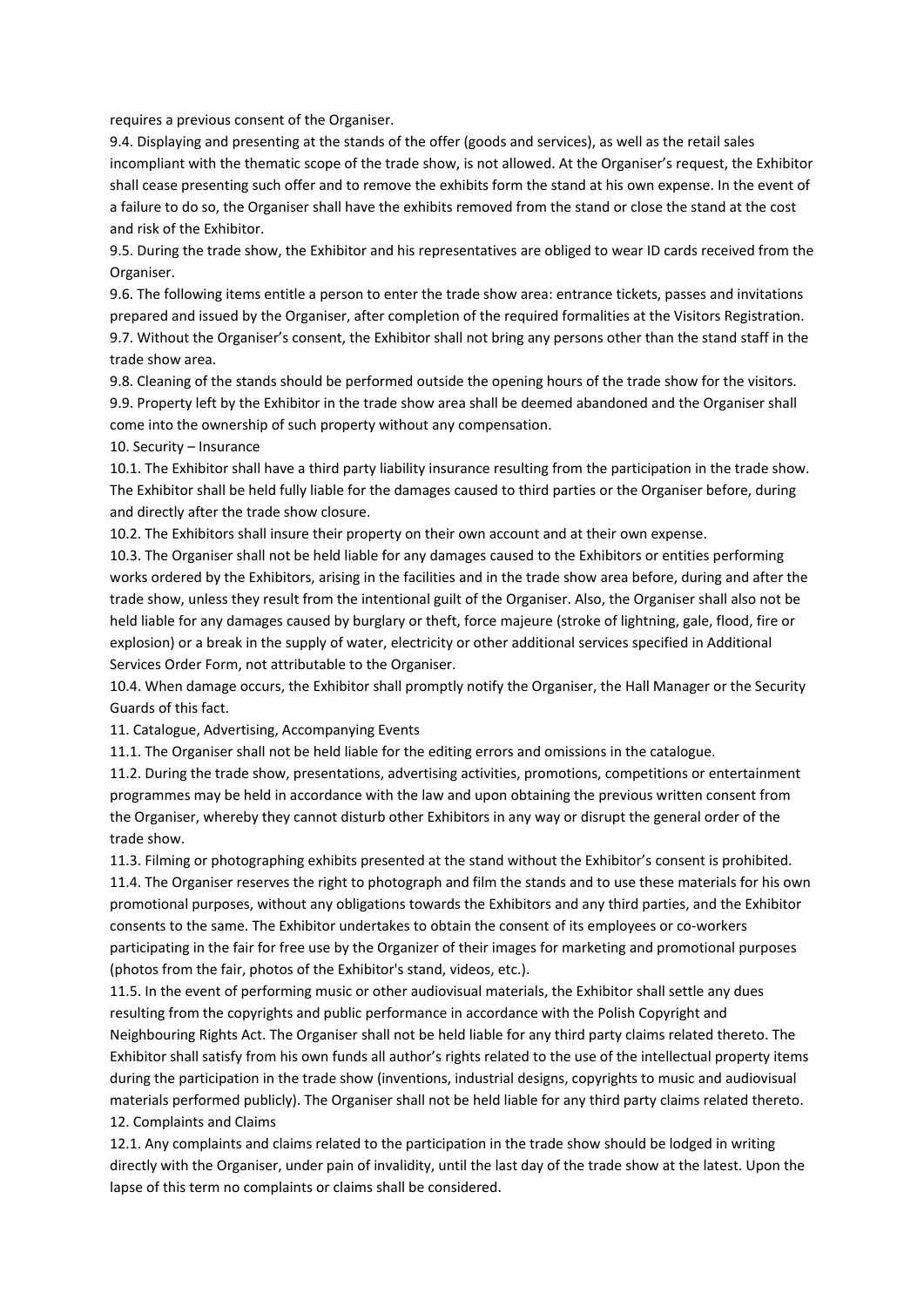requires a previous consent of the Organiser.

9.4. Displaying and presenting at the stands of the offer (goods and services), as well as the retail sales incompliant with the thematic scope of the trade show, is not allowed. At the Organiser's request, the Exhibitor shall cease presenting such offer and to remove the exhibits form the stand at his own expense. In the event of a failure to do so, the Organiser shall have the exhibits removed from the stand or close the stand at the cost and risk of the Exhibitor.

9.5. During the trade show, the Exhibitor and his representatives are obliged to wear ID cards received from the Organiser.

9.6. The following items entitle a person to enter the trade show area: entrance tickets, passes and invitations prepared and issued by the Organiser, after completion of the required formalities at the Visitors Registration.

9.7. Without the Organiser's consent, the Exhibitor shall not bring any persons other than the stand staff in the trade show area.

9.8. Cleaning of the stands should be performed outside the opening hours of the trade show for the visitors.

9.9. Property left by the Exhibitor in the trade show area shall be deemed abandoned and the Organiser shall come into the ownership of such property without any compensation.

10. Security – Insurance

10.1. The Exhibitor shall have a third party liability insurance resulting from the participation in the trade show. The Exhibitor shall be held fully liable for the damages caused to third parties or the Organiser before, during and directly after the trade show closure.

10.2. The Exhibitors shall insure their property on their own account and at their own expense.

10.3. The Organiser shall not be held liable for any damages caused to the Exhibitors or entities performing works ordered by the Exhibitors, arising in the facilities and in the trade show area before, during and after the trade show, unless they result from the intentional guilt of the Organiser. Also, the Organiser shall also not be held liable for any damages caused by burglary or theft, force majeure (stroke of lightning, gale, flood, fire or explosion) or a break in the supply of water, electricity or other additional services specified in Additional Services Order Form, not attributable to the Organiser.

10.4. When damage occurs, the Exhibitor shall promptly notify the Organiser, the Hall Manager or the Security Guards of this fact.

11. Catalogue, Advertising, Accompanying Events

11.1. The Organiser shall not be held liable for the editing errors and omissions in the catalogue.

11.2. During the trade show, presentations, advertising activities, promotions, competitions or entertainment programmes may be held in accordance with the law and upon obtaining the previous written consent from the Organiser, whereby they cannot disturb other Exhibitors in any way or disrupt the general order of the trade show.

11.3. Filming or photographing exhibits presented at the stand without the Exhibitor's consent is prohibited.

11.4. The Organiser reserves the right to photograph and film the stands and to use these materials for his own promotional purposes, without any obligations towards the Exhibitors and any third parties, and the Exhibitor consents to the same. The Exhibitor undertakes to obtain the consent of its employees or co-workers participating in the fair for free use by the Organizer of their images for marketing and promotional purposes (photos from the fair, photos of the Exhibitor's stand, videos, etc.).

11.5. In the event of performing music or other audiovisual materials, the Exhibitor shall settle any dues resulting from the copyrights and public performance in accordance with the Polish Copyright and Neighbouring Rights Act. The Organiser shall not be held liable for any third party claims related thereto. The Exhibitor shall satisfy from his own funds all author's rights related to the use of the intellectual property items during the participation in the trade show (inventions, industrial designs, copyrights to music and audiovisual materials performed publicly). The Organiser shall not be held liable for any third party claims related thereto.

12. Complaints and Claims

12.1. Any complaints and claims related to the participation in the trade show should be lodged in writing directly with the Organiser, under pain of invalidity, until the last day of the trade show at the latest. Upon the lapse of this term no complaints or claims shall be considered.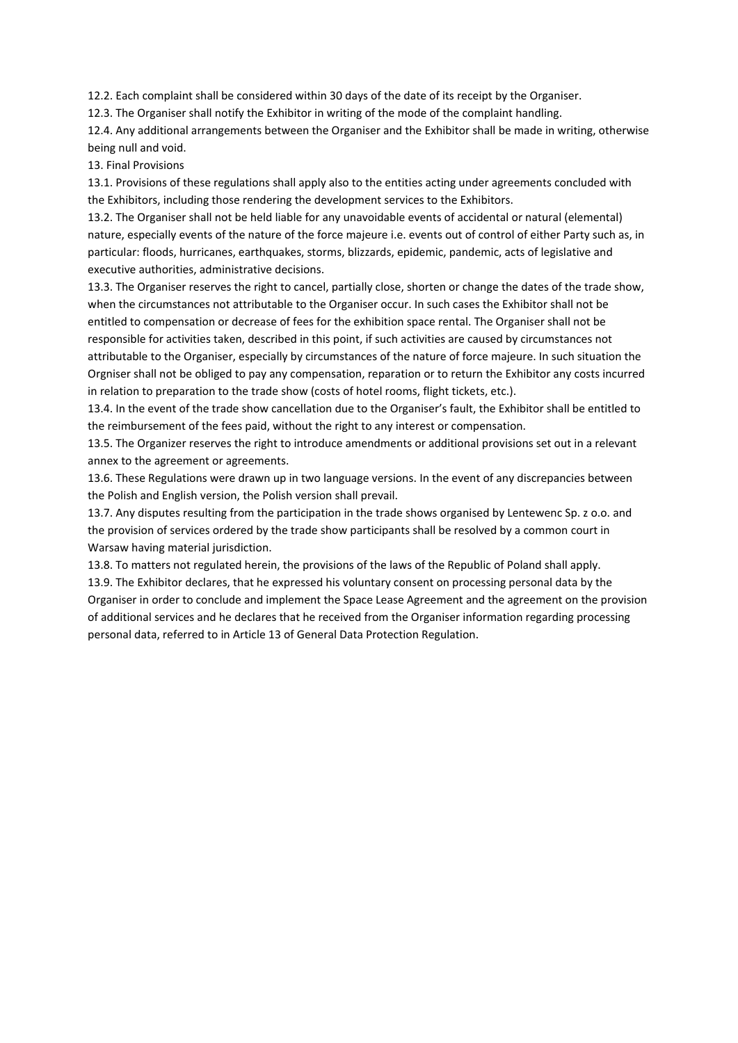12.2. Each complaint shall be considered within 30 days of the date of its receipt by the Organiser.

12.3. The Organiser shall notify the Exhibitor in writing of the mode of the complaint handling.

12.4. Any additional arrangements between the Organiser and the Exhibitor shall be made in writing, otherwise being null and void.

13. Final Provisions

13.1. Provisions of these regulations shall apply also to the entities acting under agreements concluded with the Exhibitors, including those rendering the development services to the Exhibitors.

13.2. The Organiser shall not be held liable for any unavoidable events of accidental or natural (elemental) nature, especially events of the nature of the force majeure i.e. events out of control of either Party such as, in particular: floods, hurricanes, earthquakes, storms, blizzards, epidemic, pandemic, acts of legislative and executive authorities, administrative decisions.

13.3. The Organiser reserves the right to cancel, partially close, shorten or change the dates of the trade show, when the circumstances not attributable to the Organiser occur. In such cases the Exhibitor shall not be entitled to compensation or decrease of fees for the exhibition space rental. The Organiser shall not be responsible for activities taken, described in this point, if such activities are caused by circumstances not attributable to the Organiser, especially by circumstances of the nature of force majeure. In such situation the Orgniser shall not be obliged to pay any compensation, reparation or to return the Exhibitor any costs incurred in relation to preparation to the trade show (costs of hotel rooms, flight tickets, etc.).

13.4. In the event of the trade show cancellation due to the Organiser's fault, the Exhibitor shall be entitled to the reimbursement of the fees paid, without the right to any interest or compensation.

13.5. The Organizer reserves the right to introduce amendments or additional provisions set out in a relevant annex to the agreement or agreements.

13.6. These Regulations were drawn up in two language versions. In the event of any discrepancies between the Polish and English version, the Polish version shall prevail.

13.7. Any disputes resulting from the participation in the trade shows organised by Lentewenc Sp. z o.o. and the provision of services ordered by the trade show participants shall be resolved by a common court in Warsaw having material jurisdiction.

13.8. To matters not regulated herein, the provisions of the laws of the Republic of Poland shall apply.

13.9. The Exhibitor declares, that he expressed his voluntary consent on processing personal data by the Organiser in order to conclude and implement the Space Lease Agreement and the agreement on the provision of additional services and he declares that he received from the Organiser information regarding processing personal data, referred to in Article 13 of General Data Protection Regulation.